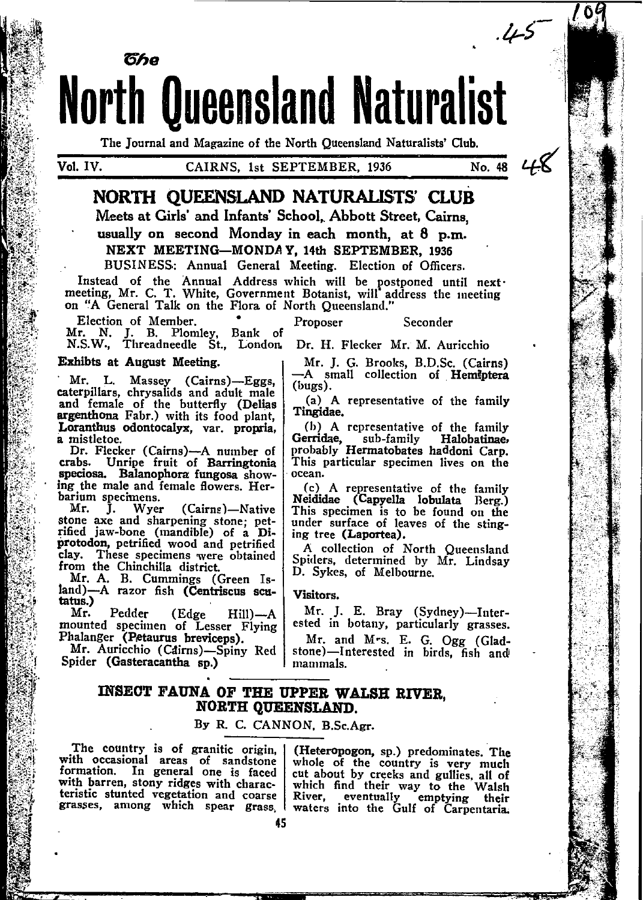# The North Queensland Naturalist

The Journal and Magazine of the North Queensland Naturalists' Club.

Vol. IV. CAIRNS, 1st SEPTEMBER, 1936 No. 48

## NORTH QUEENSLAND NATURALISTS' CLUB

**Meets at Girls' and Infants' School, Abbott Street, Cairns, usually on second Monday in each month, at 8 p.m.**

**NEXT MEETING—MONDAY, 14th SEPTEMBER, 1936**

BUSINESS: Annual General Meeting. Election of Officers.

Instead of the Annual Address which will be postponed until next meeting, Mr. C. T. White, Government Botanist, will address the meeting on "A General Talk on the Flora of North Queensland."

| Election of Member. | Proposer | Seconder |
|---|---|---|
| Mr. N. J. B. Plomley, Bank of N.S.W., Threadneedle St., London. | Dr. H. Flecker | Mr. M. Auricchio |

**Exhibits at August Meeting.**

Mr. L. Massey (Cairns)—Eggs, caterpillars, chrysalids and adult male and female of the butterfly (**Delias argenthona** Fabr.) with its food plant, **Loranthus odontocalyx**, var. **propria**, a mistletoe.

Dr. Flecker (Cairns)—A number of crabs. Unripe fruit of **Barringtonia speciosa**. **Balanophora fungosa** showing the male and female flowers. Herbarium specimens.

Mr. J. Wyer (Cairns)—Native stone axe and sharpening stone; petrified jaw-bone (mandible) of a **Diprotodon**, petrified wood and petrified clay. These specimens were obtained from the Chinchilla district.

Mr. A. B. Cummings (Green Island)—A razor fish (**Centriscus scutatus.**)

Mr. Pedder (Edge Hill)—A mounted specimen of Lesser Flying Phalanger (**Petaurus breviceps**).

Mr. Auricchio (Cairns)—Spiny Red Spider (**Gasteracantha sp.**)

Mr. J. G. Brooks, B.D.Sc. (Cairns)—A small collection of **Hemiptera** (bugs).

(a) A representative of the family **Tingidae.**

(b) A representative of the family **Gerridae**, sub-family **Halobatinae**, probably **Hermatobates haddoni Carp.** This particular specimen lives on the ocean.

(c) A representative of the family **Neididae (Capyella lobulata** Berg.) This specimen is to be found on the under surface of leaves of the stinging tree (**Laportea**).

A collection of North Queensland Spiders, determined by Mr. Lindsay D. Sykes, of Melbourne.

**Visitors.**

Mr. J. E. Bray (Sydney)—Interested in botany, particularly grasses.

Mr. and Mrs. E. G. Ogg (Gladstone)—Interested in birds, fish and mammals.

## INSECT FAUNA OF THE UPPER WALSH RIVER, NORTH QUEENSLAND.

By R. C. CANNON, B.Sc.Agr.

The country is of granitic origin, with occasional areas of sandstone formation. In general one is faced with barren, stony ridges with characteristic stunted vegetation and coarse grasses, among which spear grass, (**Heteropogon**, sp.) predominates. The whole of the country is very much cut about by creeks and gullies, all of which find their way to the Walsh River, eventually emptying their waters into the Gulf of Carpentaria.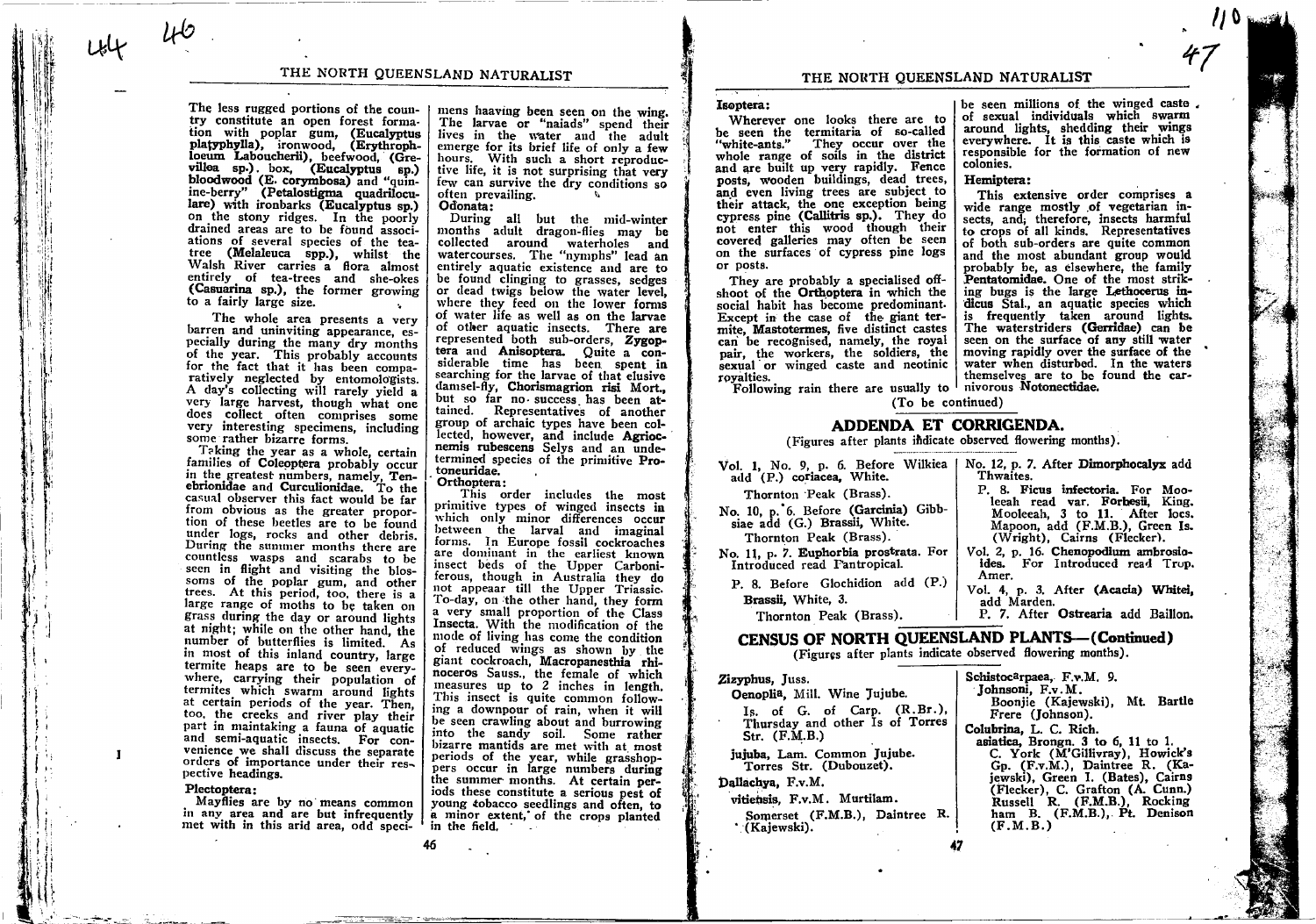The less rugged portions of the country constitute an open forest formation with poplar gum, **(Eucalyptus platyphylla)**, ironwood, **(Erythrophloeum Laboucherii)**, beefwood, **(Grevillea sp.)**. box, **(Eucalyptus sp.)** bloodwood **(E. corymbosa)** and "quinine-berry" **(Petalostigma quadriloculare)** with ironbarks **(Eucalyptus sp.)** on the stony ridges. In the poorly drained areas are to be found associations of several species of the tea-tree **(Melaleuca spp.)**, whilst the Walsh River carries a flora almost entirely of tea-trees and she-okes **(Casuarina sp.)**, the former growing to a fairly large size.

The whole area presents a very barren and uninviting appearance, especially during the many dry months of the year. This probably accounts for the fact that it has been comparatively neglected by entomologists. A day's collecting will rarely yield a very large harvest, though what one does collect often comprises some very interesting specimens, including some rather bizarre forms.

Taking the year as a whole, certain families of **Coleoptera** probably occur in the greatest numbers, namely, **Tenebrionidae** and **Curculionidae.** To the casual observer this fact would be far from obvious as the greater proportion of these beetles are to be found under logs, rocks and other debris. During the summer months there are countless wasps and scarabs to be seen in flight and visiting the blossoms of the poplar gum, and other trees. At this period, too, there is a large range of moths to be taken on grass during the day or around lights at night; while on the other hand, the number of butterflies is limited. As in most of this inland country, large termite heaps are to be seen everywhere, carrying their population of termites which swarm around lights at certain periods of the year. Then, too, the creeks and river play their part in maintaking a fauna of aquatic and semi-aquatic insects. For convenience we shall discuss the separate orders of importance under their respective headings.

**Plectoptera:**

Mayflies are by no means common in any area and are but infrequently met with in this arid area, odd specimens haaving been seen on the wing. The larvae or "naiads" spend their lives in the water and the adult emerge for its brief life of only a few hours. With such a short reproductive life, it is not surprising that very few can survive the dry conditions so often prevailing.

**Odonata:**

During all but the mid-winter months adult dragon-flies may be collected around waterholes and watercourses. The "nymphs" lead an entirely aquatic existence and are to be found clinging to grasses, sedges or dead twigs below the water level, where they feed on the lower forms of water life as well as on the larvae of other aquatic insects. There are represented both sub-orders, **Zygoptera** and **Anisoptera.** Quite a considerable time has been spent in searching for the larvae of that elusive damsel-fly, **Chorismagrion risi** Mort., but so far no success has been attained. Representatives of another group of archaic types have been collected, however, and include **Agriocnemis rubescens** Selys and an undetermined species of the primitive **Protoneuridae.**

**Orthoptera:**

This order includes the most primitive types of winged insects in which only minor differences occur between the larval and imaginal forms. In Europe fossil cockroaches are dominant in the earliest known insect beds of the Upper Carboniferous, though in Australia they do not appear till the Upper Triassic. To-day, on the other hand, they form a very small proportion of the Class **Insecta.** With the modification of the mode of living has come the condition of reduced wings as shown by the giant cockroach, **Macropanesthia rhinoceros** Sauss., the female of which measures up to 2 inches in length. This insect is quite common following a downpour of rain, when it will be seen crawling about and burrowing into the sandy soil. Some rather bizarre mantids are met with at most periods of the year, while grasshoppers occur in large numbers during the summer months. At certain periods these constitute a serious pest of young tobacco seedlings and often, to a minor extent, of the crops planted in the field.

**Isoptera:**

Wherever one looks there are to be seen the termitaria of so-called "white-ants." They occur over the whole range of soils in the district and are built up very rapidly. Fence posts, wooden buildings, dead trees, and even living trees are subject to their attack, the one exception being cypress pine **(Callitris sp.)**. They do not enter this wood though their covered galleries may often be seen on the surfaces of cypress pine logs or posts.

They are probably a specialised offshoot of the **Orthoptera** in which the social habit has become predominant. Except in the case of the giant termite, **Mastotermes,** five distinct castes can be recognised, namely, the royal pair, the workers, the soldiers, the sexual or winged caste and neotinic royalties.

Following rain there are usually to be seen millions of the winged caste of sexual individuals which swarm around lights, shedding their wings everywhere. It is this caste which is responsible for the formation of new colonies.

**Hemiptera:**

This extensive order comprises a wide range mostly of vegetarian insects, and, therefore, insects harmful to crops of all kinds. Representatives of both sub-orders are quite common and the most abundant group would probably be, as elsewhere, the family **Pentatomidae.** One of the most striking bugs is the large **Lethocerus indicus** Stal., an aquatic species which is frequently taken around lights. The waterstriders **(Gerridae)** can be seen on the surface of any still water moving rapidly over the surface of the water when disturbed. In the waters themselves are to be found the carnivorous **Notonectidae.**

(To be continued)

## ADDENDA ET CORRIGENDA.

(Figures after plants indicate observed flowering months).

Vol. 1, No. 9, p. 6. Before Wilkiea add (P.) **coriacea,** White.
Thornton Peak (Brass).

No. 10, p. 6. Before **(Garcinia)** Gibbsiae add (G.) **Brassii,** White.
Thornton Peak (Brass).

No. 11, p. 7. **Euphorbia prostrata.** For Introduced read Pantropical.

P. 8. Before Glochidion add (P.) **Brassii,** White, 3.
Thornton Peak (Brass).

No. 12, p. 7. After **Dimorphocalyx** add Thwaites.

P. 8. **Ficus infectoria.** For Mooleeah read var. **Forbesii,** King. Mooleeah, 3 to 11. After locs. Mapoon, add (F.M.B.), Green Is. (Wright), Cairns (Flecker).

Vol. 2, p. 16. **Chenopodium ambrosioides.** For Introduced read Trop. Amer.

Vol. 4, p. 3. After **(Acacia) Whitei,** add Marden.

P. 7. After **Ostrearia** add Baillon.

## CENSUS OF NORTH QUEENSLAND PLANTS—(Continued)

(Figures after plants indicate observed flowering months).

**Zizyphus,** Juss.

**Oenoplia,** Mill. Wine Jujube.
Is. of G. of Carp. (R.Br.), Thursday and other Is of Torres Str. (F.M.B.)

**jujuba,** Lam. Common Jujube.
Torres Str. (Dubouzet).

**Dallachya,** F.v.M.

**vitiensis,** F.v.M. Murtilam.
Somerset (F.M.B.), Daintree R. (Kajewski).

**Schistocarpaea,** F.v.M. 9.

**Johnsoni,** F.v.M.
Boonjie (Kajewski), Mt. Bartle Frere (Johnson).

**Colubrina,** L. C. Rich.

**asiatica,** Brongn. 3 to 6, 11 to 1.
C. York (M'Gillivray), Howick's Gp. (F.v.M.), Daintree R. (Kajewski), Green I. (Bates), Cairns (Flecker), C. Grafton (A. Cunn.) Russell R. (F.M.B.), Rockingham B. (F.M.B.), Pt. Denison (F.M.B.)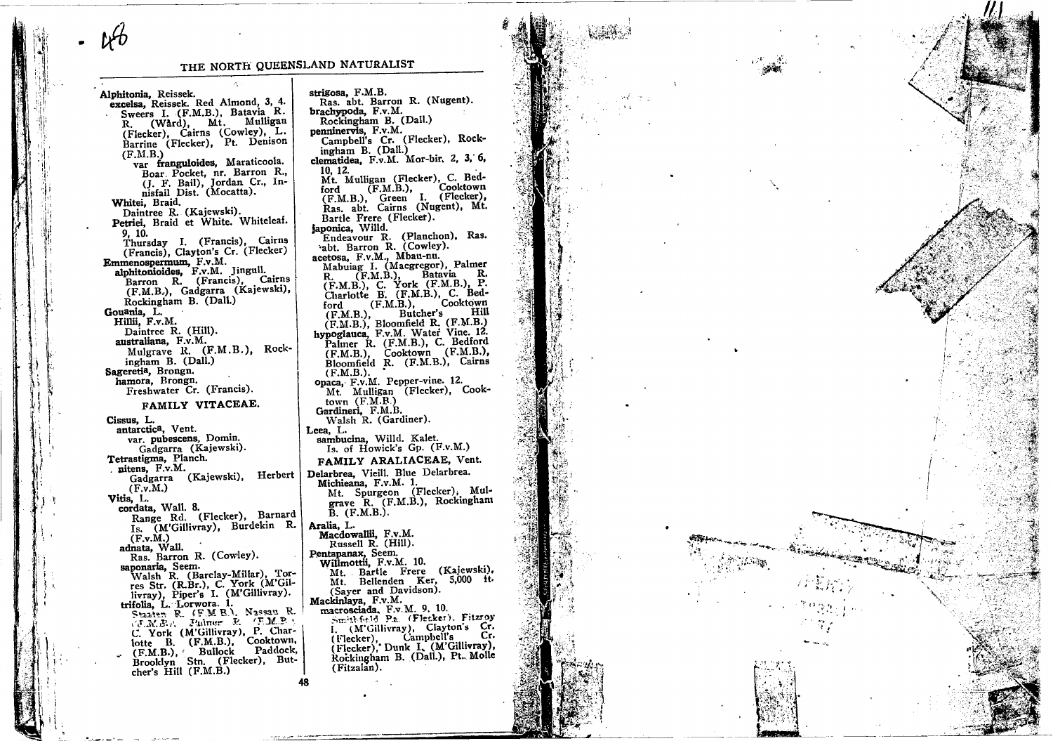Alphitonia, Reissek.

excelsa, Reissek. Red Almond, 3, 4.
Sweers I. (F.M.B.), Batavia R. R. (Ward), Mt. Mulligan (Flecker), Cairns (Cowley), L. Barrine (Flecker), Pt. Denison (F.M.B.)

var **franguloides**, Maraticoola. Boar Pocket, nr. Barron R., (J. F. Bail), Jordan Cr., Innisfail Dist. (Mocatta).

**Whitei**, Braid.
Daintree R. (Kajewski).

**Petriei**, Braid et White. Whiteleaf. 9, 10.
Thursday I. (Francis), Cairns (Francis), Clayton's Cr. (Flecker)

**Emmenospermum**, F.v.M.

**alphitonioides**, F.v.M. Jingull.
Barron R. (Francis), Cairns (F.M.B.), Gadgarra (Kajewski), Rockingham B. (Dall.)

**Gouania**, L.

**Hillii**, F.v.M.
Daintree R. (Hill).

**australiana**, F.v.M.
Mulgrave R. (F.M.B.), Rockingham B. (Dall.)

**Sageretia**, Brongn.

**hamora**, Brongn.
Freshwater Cr. (Francis).

## FAMILY VITACEAE.

**Cissus**, L.

**antarctica**, Vent.
var. **pubescens**, Domin.
Gadgarra (Kajewski).

**Tetrastigma**, Planch.

**nitens**, F.v.M.
Gadgarra (Kajewski), Herbert (F.v.M.)

**Vitis**, L.

**cordata**, Wall. 8.
Range Rd. (Flecker), Barnard Is. (M'Gillivray), Burdekin R. (F.v.M.)

**adnata**, Wall.
Ras. Barron R. (Cowley).

**saponaria**, Seem.
Walsh R. (Barclay-Millar), Torres Str. (R.Br.), C. York (M'Gillivray), Piper's I. (M'Gillivray).

**trifolia**, L. Lorwora. 1.
Staaten R. (F.M.B.), Nassau R. (F.M.B.), Palmer R. (F.M.B.), C. York (M'Gillivray), P. Charlotte B. (F.M.B.), Cooktown, (F.M.B.), Bullock Paddock, Brooklyn Stn. (Flecker), Butcher's Hill (F.M.B.)

**strigosa**, F.M.B.
Ras. abt. Barron R. (Nugent).

**brachypoda**, F.v.M.
Rockingham B. (Dall.)

**penninervis**, F.v.M.
Campbell's Cr. (Flecker), Rockingham B. (Dall.)

**clematidea**, F.v.M. Mor-bir. 2, 3, 6, 10, 12.
Mt. Mulligan (Flecker), C. Bedford (F.M.B.), Cooktown (F.M.B.), Green I. (Flecker), Ras. abt. Cairns (Nugent), Mt. Bartle Frere (Flecker).

**japonica**, Willd.
Endeavour R. (Planchon), Ras. abt. Barron R. (Cowley).

**acetosa**, F.v.M., Mbau-nu.
Mabuiag I. (Macgregor), Palmer R. (F.M.B.), Batavia R. (F.M.B.), C. York (F.M.B.), P. Charlotte B. (F.M.B.), C. Bedford (F.M.B.), Cooktown (F.M.B.), Butcher's Hill (F.M.B.), Bloomfield R. (F.M.B.)

**hypoglauca**, F.v.M. Water Vine. 12.
Palmer R. (F.M.B.), C. Bedford (F.M.B.), Cooktown (F.M.B.), Bloomfield R. (F.M.B.), Cairns (F.M.B.).

**opaca**, F.v.M. Pepper-vine. 12.
Mt. Mulligan (Flecker), Cooktown (F.M.B.)

**Gardineri**, F.M.B.
Walsh R. (Gardiner).

**Leea**, L.

**sambucina**, Willd. Kalet.
Is. of Howick's Gp. (F.v.M.)

## FAMILY ARALIACEAE, Vent.

**Delarbrea**, Vieill. Blue Delarbrea.

**Michieana**, F.v.M. 1.
Mt. Spurgeon (Flecker), Mulgrave R. (F.M.B.), Rockingham B. (F.M.B.).

**Aralia**, L.

**Macdowallii**, F.v.M.
Russell R. (Hill).

**Pentapanax**, Seem.

**Willmottii**, F.v.M. 10.
Mt. Bartle Frere (Kajewski), Mt. Bellenden Ker, 5,000 ft. (Sayer and Davidson).

**Mackinlaya**, F.v.M.

**macrosciada**, F.v.M. 9, 10.
Smithfield Ra. (Flecker), Fitzroy I. (M'Gillivray), Clayton's Cr. (Flecker), Campbell's Cr. (Flecker), Dunk I. (M'Gillivray), Rockingham B. (Dall.), Pt. Molle (Fitzalan).